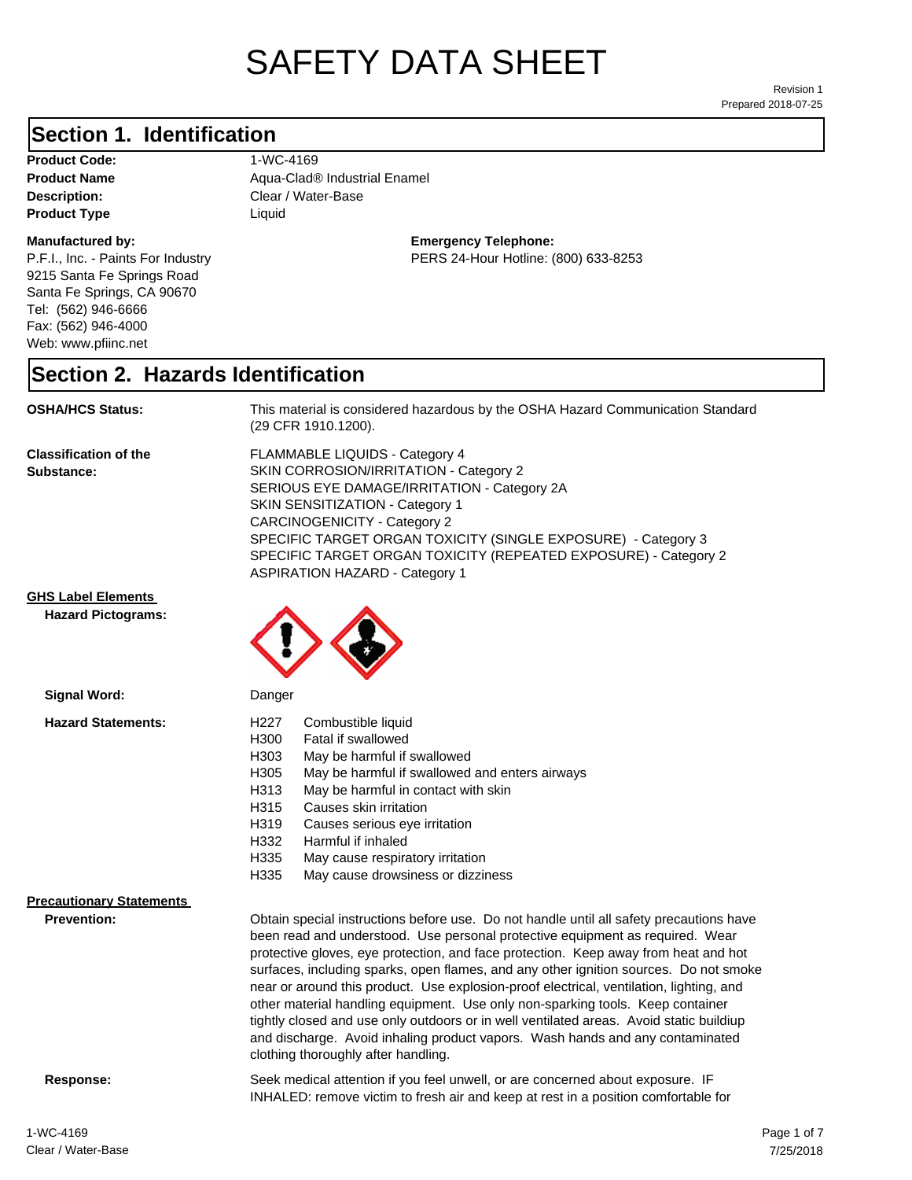# SAFETY DATA SHEET

Revision 1
Prepared 2018-07-25

## Section 1. Identification

**Product Code:** 1-WC-4169
**Product Name** Aqua-Clad® Industrial Enamel
**Description:** Clear / Water-Base
**Product Type** Liquid

**Manufactured by:**
P.F.I., Inc. - Paints For Industry
9215 Santa Fe Springs Road
Santa Fe Springs, CA 90670
Tel: (562) 946-6666
Fax: (562) 946-4000
Web: www.pfiinc.net

**Emergency Telephone:**
PERS 24-Hour Hotline: (800) 633-8253

## Section 2. Hazards Identification

**OSHA/HCS Status:** This material is considered hazardous by the OSHA Hazard Communication Standard (29 CFR 1910.1200).

**Classification of the Substance:**
FLAMMABLE LIQUIDS - Category 4
SKIN CORROSION/IRRITATION - Category 2
SERIOUS EYE DAMAGE/IRRITATION - Category 2A
SKIN SENSITIZATION - Category 1
CARCINOGENICITY - Category 2
SPECIFIC TARGET ORGAN TOXICITY (SINGLE EXPOSURE) - Category 3
SPECIFIC TARGET ORGAN TOXICITY (REPEATED EXPOSURE) - Category 2
ASPIRATION HAZARD - Category 1

**GHS Label Elements**

**Hazard Pictograms:**

**Signal Word:** Danger

**Hazard Statements:**

| | |
|---|---|
| H227 | Combustible liquid |
| H300 | Fatal if swallowed |
| H303 | May be harmful if swallowed |
| H305 | May be harmful if swallowed and enters airways |
| H313 | May be harmful in contact with skin |
| H315 | Causes skin irritation |
| H319 | Causes serious eye irritation |
| H332 | Harmful if inhaled |
| H335 | May cause respiratory irritation |
| H335 | May cause drowsiness or dizziness |

**Precautionary Statements**

**Prevention:** Obtain special instructions before use. Do not handle until all safety precautions have been read and understood. Use personal protective equipment as required. Wear protective gloves, eye protection, and face protection. Keep away from heat and hot surfaces, including sparks, open flames, and any other ignition sources. Do not smoke near or around this product. Use explosion-proof electrical, ventilation, lighting, and other material handling equipment. Use only non-sparking tools. Keep container tightly closed and use only outdoors or in well ventilated areas. Avoid static buildiup and discharge. Avoid inhaling product vapors. Wash hands and any contaminated clothing thoroughly after handling.

**Response:** Seek medical attention if you feel unwell, or are concerned about exposure. IF INHALED: remove victim to fresh air and keep at rest in a position comfortable for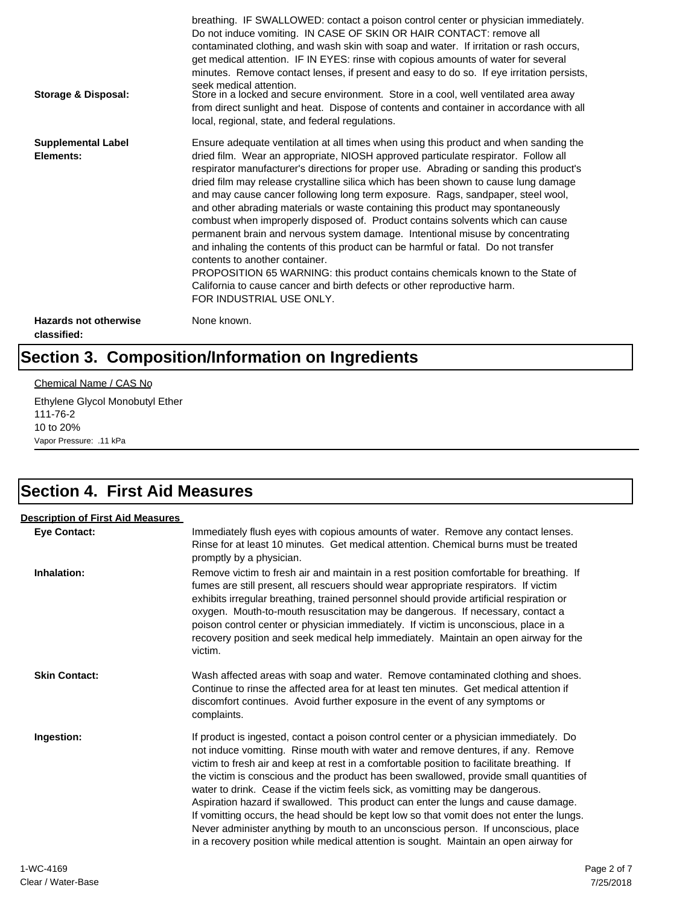breathing. IF SWALLOWED: contact a poison control center or physician immediately. Do not induce vomiting. IN CASE OF SKIN OR HAIR CONTACT: remove all contaminated clothing, and wash skin with soap and water. If irritation or rash occurs, get medical attention. IF IN EYES: rinse with copious amounts of water for several minutes. Remove contact lenses, if present and easy to do so. If eye irritation persists, seek medical attention.

**Storage & Disposal:** Store in a locked and secure environment. Store in a cool, well ventilated area away from direct sunlight and heat. Dispose of contents and container in accordance with all local, regional, state, and federal regulations.

**Supplemental Label Elements:** Ensure adequate ventilation at all times when using this product and when sanding the dried film. Wear an appropriate, NIOSH approved particulate respirator. Follow all respirator manufacturer's directions for proper use. Abrading or sanding this product's dried film may release crystalline silica which has been shown to cause lung damage and may cause cancer following long term exposure. Rags, sandpaper, steel wool, and other abrading materials or waste containing this product may spontaneously combust when improperly disposed of. Product contains solvents which can cause permanent brain and nervous system damage. Intentional misuse by concentrating and inhaling the contents of this product can be harmful or fatal. Do not transfer contents to another container.
PROPOSITION 65 WARNING: this product contains chemicals known to the State of California to cause cancer and birth defects or other reproductive harm.
FOR INDUSTRIAL USE ONLY.

**Hazards not otherwise classified:** None known.

# Section 3. Composition/Information on Ingredients

Chemical Name / CAS No

Ethylene Glycol Monobutyl Ether
111-76-2
10 to 20%
Vapor Pressure: .11 kPa

# Section 4. First Aid Measures

**Description of First Aid Measures**

**Eye Contact:** Immediately flush eyes with copious amounts of water. Remove any contact lenses. Rinse for at least 10 minutes. Get medical attention. Chemical burns must be treated promptly by a physician.

**Inhalation:** Remove victim to fresh air and maintain in a rest position comfortable for breathing. If fumes are still present, all rescuers should wear appropriate respirators. If victim exhibits irregular breathing, trained personnel should provide artificial respiration or oxygen. Mouth-to-mouth resuscitation may be dangerous. If necessary, contact a poison control center or physician immediately. If victim is unconscious, place in a recovery position and seek medical help immediately. Maintain an open airway for the victim.

**Skin Contact:** Wash affected areas with soap and water. Remove contaminated clothing and shoes. Continue to rinse the affected area for at least ten minutes. Get medical attention if discomfort continues. Avoid further exposure in the event of any symptoms or complaints.

**Ingestion:** If product is ingested, contact a poison control center or a physician immediately. Do not induce vomitting. Rinse mouth with water and remove dentures, if any. Remove victim to fresh air and keep at rest in a comfortable position to facilitate breathing. If the victim is conscious and the product has been swallowed, provide small quantities of water to drink. Cease if the victim feels sick, as vomitting may be dangerous. Aspiration hazard if swallowed. This product can enter the lungs and cause damage. If vomitting occurs, the head should be kept low so that vomit does not enter the lungs. Never administer anything by mouth to an unconscious person. If unconscious, place in a recovery position while medical attention is sought. Maintain an open airway for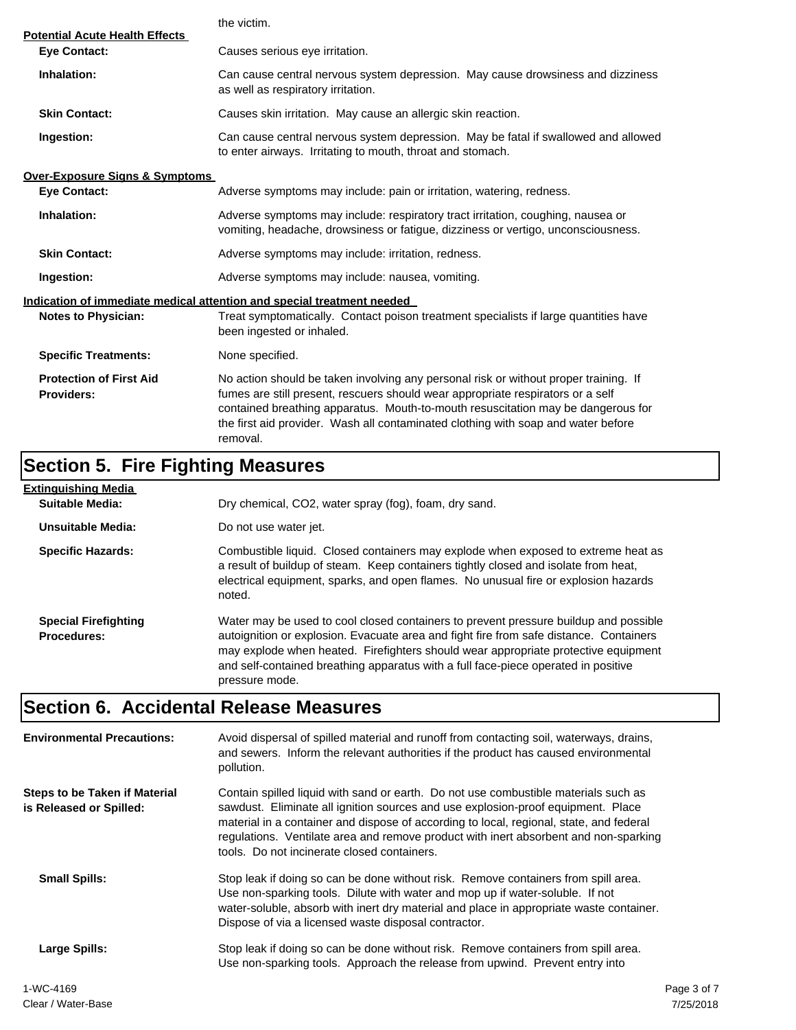the victim.

**Potential Acute Health Effects**

**Eye Contact:** Causes serious eye irritation.

**Inhalation:** Can cause central nervous system depression. May cause drowsiness and dizziness as well as respiratory irritation.

**Skin Contact:** Causes skin irritation. May cause an allergic skin reaction.

**Ingestion:** Can cause central nervous system depression. May be fatal if swallowed and allowed to enter airways. Irritating to mouth, throat and stomach.

**Over-Exposure Signs & Symptoms**

**Eye Contact:** Adverse symptoms may include: pain or irritation, watering, redness.

**Inhalation:** Adverse symptoms may include: respiratory tract irritation, coughing, nausea or vomiting, headache, drowsiness or fatigue, dizziness or vertigo, unconsciousness.

**Skin Contact:** Adverse symptoms may include: irritation, redness.

**Ingestion:** Adverse symptoms may include: nausea, vomiting.

**Indication of immediate medical attention and special treatment needed**

**Notes to Physician:** Treat symptomatically. Contact poison treatment specialists if large quantities have been ingested or inhaled.

**Specific Treatments:** None specified.

**Protection of First Aid Providers:** No action should be taken involving any personal risk or without proper training. If fumes are still present, rescuers should wear appropriate respirators or a self contained breathing apparatus. Mouth-to-mouth resuscitation may be dangerous for the first aid provider. Wash all contaminated clothing with soap and water before removal.

## Section 5. Fire Fighting Measures

**Extinguishing Media**

**Suitable Media:** Dry chemical, $CO_2$, water spray (fog), foam, dry sand.

**Unsuitable Media:** Do not use water jet.

**Specific Hazards:** Combustible liquid. Closed containers may explode when exposed to extreme heat as a result of buildup of steam. Keep containers tightly closed and isolate from heat, electrical equipment, sparks, and open flames. No unusual fire or explosion hazards noted.

**Special Firefighting Procedures:** Water may be used to cool closed containers to prevent pressure buildup and possible autoignition or explosion. Evacuate area and fight fire from safe distance. Containers may explode when heated. Firefighters should wear appropriate protective equipment and self-contained breathing apparatus with a full face-piece operated in positive pressure mode.

## Section 6. Accidental Release Measures

**Environmental Precautions:** Avoid dispersal of spilled material and runoff from contacting soil, waterways, drains, and sewers. Inform the relevant authorities if the product has caused environmental pollution.

**Steps to be Taken if Material is Released or Spilled:** Contain spilled liquid with sand or earth. Do not use combustible materials such as sawdust. Eliminate all ignition sources and use explosion-proof equipment. Place material in a container and dispose of according to local, regional, state, and federal regulations. Ventilate area and remove product with inert absorbent and non-sparking tools. Do not incinerate closed containers.

**Small Spills:** Stop leak if doing so can be done without risk. Remove containers from spill area. Use non-sparking tools. Dilute with water and mop up if water-soluble. If not water-soluble, absorb with inert dry material and place in appropriate waste container. Dispose of via a licensed waste disposal contractor.

**Large Spills:** Stop leak if doing so can be done without risk. Remove containers from spill area. Use non-sparking tools. Approach the release from upwind. Prevent entry into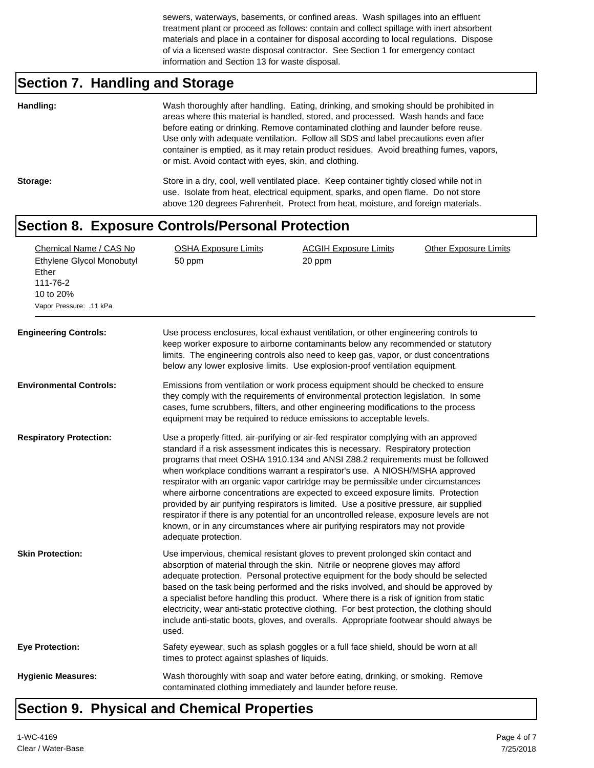sewers, waterways, basements, or confined areas. Wash spillages into an effluent treatment plant or proceed as follows: contain and collect spillage with inert absorbent materials and place in a container for disposal according to local regulations. Dispose of via a licensed waste disposal contractor. See Section 1 for emergency contact information and Section 13 for waste disposal.

## Section 7. Handling and Storage

**Handling:** Wash thoroughly after handling. Eating, drinking, and smoking should be prohibited in areas where this material is handled, stored, and processed. Wash hands and face before eating or drinking. Remove contaminated clothing and launder before reuse. Use only with adequate ventilation. Follow all SDS and label precautions even after container is emptied, as it may retain product residues. Avoid breathing fumes, vapors, or mist. Avoid contact with eyes, skin, and clothing.

**Storage:** Store in a dry, cool, well ventilated place. Keep container tightly closed while not in use. Isolate from heat, electrical equipment, sparks, and open flame. Do not store above 120 degrees Fahrenheit. Protect from heat, moisture, and foreign materials.

## Section 8. Exposure Controls/Personal Protection

| Chemical Name / CAS No | OSHA Exposure Limits | ACGIH Exposure Limits | Other Exposure Limits |
|---|---|---|---|
| Ethylene Glycol Monobutyl Ether<br>111-76-2<br>10 to 20%<br>Vapor Pressure: .11 kPa | 50 ppm | 20 ppm | |

**Engineering Controls:** Use process enclosures, local exhaust ventilation, or other engineering controls to keep worker exposure to airborne contaminants below any recommended or statutory limits. The engineering controls also need to keep gas, vapor, or dust concentrations below any lower explosive limits. Use explosion-proof ventilation equipment.

**Environmental Controls:** Emissions from ventilation or work process equipment should be checked to ensure they comply with the requirements of environmental protection legislation. In some cases, fume scrubbers, filters, and other engineering modifications to the process equipment may be required to reduce emissions to acceptable levels.

**Respiratory Protection:** Use a properly fitted, air-purifying or air-fed respirator complying with an approved standard if a risk assessment indicates this is necessary. Respiratory protection programs that meet OSHA 1910.134 and ANSI Z88.2 requirements must be followed when workplace conditions warrant a respirator's use. A NIOSH/MSHA approved respirator with an organic vapor cartridge may be permissible under circumstances where airborne concentrations are expected to exceed exposure limits. Protection provided by air purifying respirators is limited. Use a positive pressure, air supplied respirator if there is any potential for an uncontrolled release, exposure levels are not known, or in any circumstances where air purifying respirators may not provide adequate protection.

**Skin Protection:** Use impervious, chemical resistant gloves to prevent prolonged skin contact and absorption of material through the skin. Nitrile or neoprene gloves may afford adequate protection. Personal protective equipment for the body should be selected based on the task being performed and the risks involved, and should be approved by a specialist before handling this product. Where there is a risk of ignition from static electricity, wear anti-static protective clothing. For best protection, the clothing should include anti-static boots, gloves, and overalls. Appropriate footwear should always be used.

**Eye Protection:** Safety eyewear, such as splash goggles or a full face shield, should be worn at all times to protect against splashes of liquids.

**Hygienic Measures:** Wash thoroughly with soap and water before eating, drinking, or smoking. Remove contaminated clothing immediately and launder before reuse.

## Section 9. Physical and Chemical Properties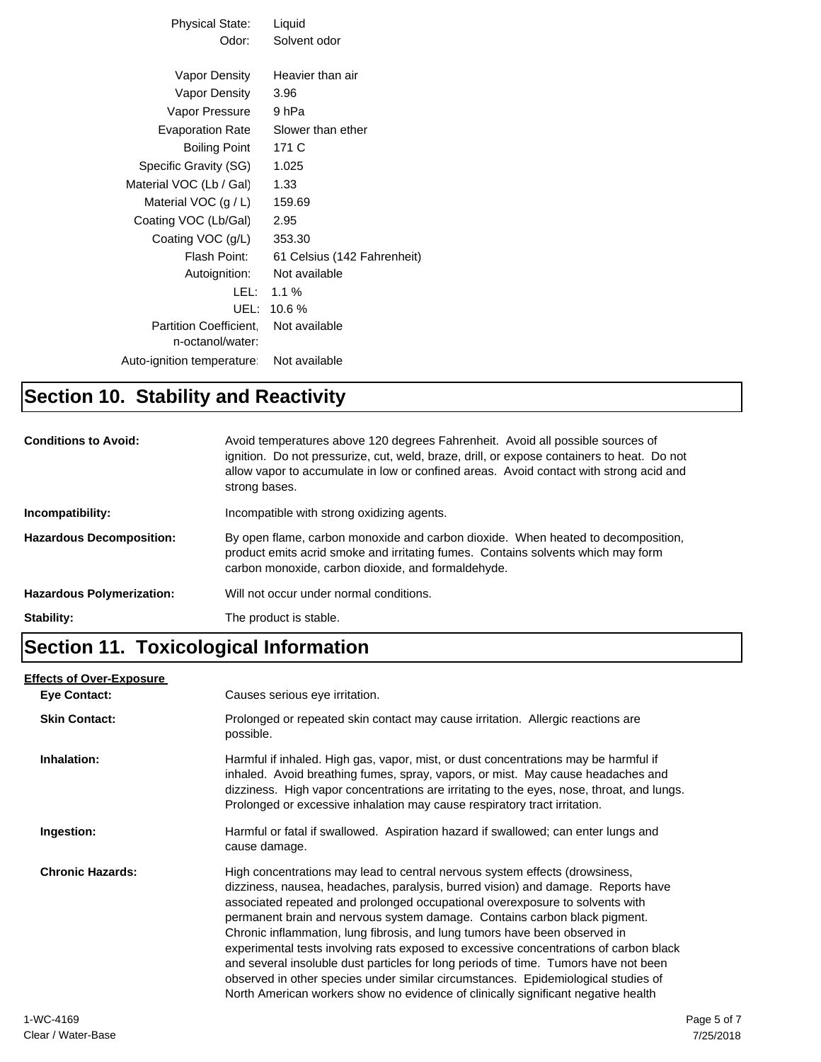| | |
|---|---|
| Physical State: | Liquid |
| Odor: | Solvent odor |
| Vapor Density | Heavier than air |
| Vapor Density | 3.96 |
| Vapor Pressure | 9 hPa |
| Evaporation Rate | Slower than ether |
| Boiling Point | 171 C |
| Specific Gravity (SG) | 1.025 |
| Material VOC (Lb / Gal) | 1.33 |
| Material VOC (g / L) | 159.69 |
| Coating VOC (Lb/Gal) | 2.95 |
| Coating VOC (g/L) | 353.30 |
| Flash Point: | 61 Celsius (142 Fahrenheit) |
| Autoignition: | Not available |
| LEL: | 1.1 % |
| UEL: | 10.6 % |
| Partition Coefficient, n-octanol/water: | Not available |
| Auto-ignition temperature: | Not available |

# Section 10. Stability and Reactivity

**Conditions to Avoid:** Avoid temperatures above 120 degrees Fahrenheit. Avoid all possible sources of ignition. Do not pressurize, cut, weld, braze, drill, or expose containers to heat. Do not allow vapor to accumulate in low or confined areas. Avoid contact with strong acid and strong bases.

**Incompatibility:** Incompatible with strong oxidizing agents.

**Hazardous Decomposition:** By open flame, carbon monoxide and carbon dioxide. When heated to decomposition, product emits acrid smoke and irritating fumes. Contains solvents which may form carbon monoxide, carbon dioxide, and formaldehyde.

**Hazardous Polymerization:** Will not occur under normal conditions.

**Stability:** The product is stable.

# Section 11. Toxicological Information

**Effects of Over-Exposure**

**Eye Contact:** Causes serious eye irritation.

**Skin Contact:** Prolonged or repeated skin contact may cause irritation. Allergic reactions are possible.

**Inhalation:** Harmful if inhaled. High gas, vapor, mist, or dust concentrations may be harmful if inhaled. Avoid breathing fumes, spray, vapors, or mist. May cause headaches and dizziness. High vapor concentrations are irritating to the eyes, nose, throat, and lungs. Prolonged or excessive inhalation may cause respiratory tract irritation.

**Ingestion:** Harmful or fatal if swallowed. Aspiration hazard if swallowed; can enter lungs and cause damage.

**Chronic Hazards:** High concentrations may lead to central nervous system effects (drowsiness, dizziness, nausea, headaches, paralysis, burred vision) and damage. Reports have associated repeated and prolonged occupational overexposure to solvents with permanent brain and nervous system damage. Contains carbon black pigment. Chronic inflammation, lung fibrosis, and lung tumors have been observed in experimental tests involving rats exposed to excessive concentrations of carbon black and several insoluble dust particles for long periods of time. Tumors have not been observed in other species under similar circumstances. Epidemiological studies of North American workers show no evidence of clinically significant negative health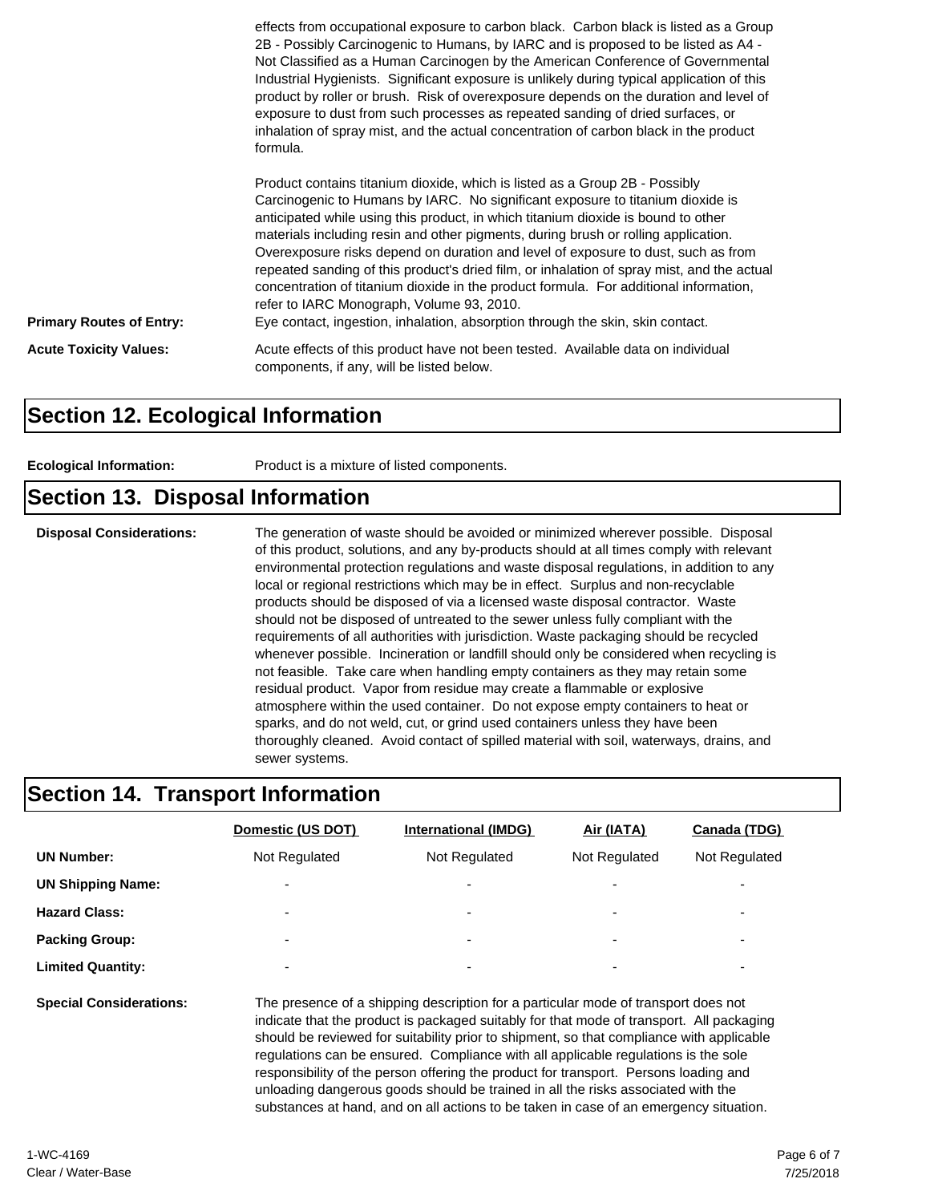effects from occupational exposure to carbon black. Carbon black is listed as a Group 2B - Possibly Carcinogenic to Humans, by IARC and is proposed to be listed as A4 - Not Classified as a Human Carcinogen by the American Conference of Governmental Industrial Hygienists. Significant exposure is unlikely during typical application of this product by roller or brush. Risk of overexposure depends on the duration and level of exposure to dust from such processes as repeated sanding of dried surfaces, or inhalation of spray mist, and the actual concentration of carbon black in the product formula.

Product contains titanium dioxide, which is listed as a Group 2B - Possibly Carcinogenic to Humans by IARC. No significant exposure to titanium dioxide is anticipated while using this product, in which titanium dioxide is bound to other materials including resin and other pigments, during brush or rolling application. Overexposure risks depend on duration and level of exposure to dust, such as from repeated sanding of this product's dried film, or inhalation of spray mist, and the actual concentration of titanium dioxide in the product formula. For additional information, refer to IARC Monograph, Volume 93, 2010.

**Primary Routes of Entry:** Eye contact, ingestion, inhalation, absorption through the skin, skin contact.

**Acute Toxicity Values:** Acute effects of this product have not been tested. Available data on individual components, if any, will be listed below.

## Section 12. Ecological Information

**Ecological Information:** Product is a mixture of listed components.

## Section 13. Disposal Information

**Disposal Considerations:** The generation of waste should be avoided or minimized wherever possible. Disposal of this product, solutions, and any by-products should at all times comply with relevant environmental protection regulations and waste disposal regulations, in addition to any local or regional restrictions which may be in effect. Surplus and non-recyclable products should be disposed of via a licensed waste disposal contractor. Waste should not be disposed of untreated to the sewer unless fully compliant with the requirements of all authorities with jurisdiction. Waste packaging should be recycled whenever possible. Incineration or landfill should only be considered when recycling is not feasible. Take care when handling empty containers as they may retain some residual product. Vapor from residue may create a flammable or explosive atmosphere within the used container. Do not expose empty containers to heat or sparks, and do not weld, cut, or grind used containers unless they have been thoroughly cleaned. Avoid contact of spilled material with soil, waterways, drains, and sewer systems.

## Section 14. Transport Information

| | Domestic (US DOT) | International (IMDG) | Air (IATA) | Canada (TDG) |
|---|---|---|---|---|
| **UN Number:** | Not Regulated | Not Regulated | Not Regulated | Not Regulated |
| **UN Shipping Name:** | - | - | - | - |
| **Hazard Class:** | - | - | - | - |
| **Packing Group:** | - | - | - | - |
| **Limited Quantity:** | - | - | - | - |

**Special Considerations:** The presence of a shipping description for a particular mode of transport does not indicate that the product is packaged suitably for that mode of transport. All packaging should be reviewed for suitability prior to shipment, so that compliance with applicable regulations can be ensured. Compliance with all applicable regulations is the sole responsibility of the person offering the product for transport. Persons loading and unloading dangerous goods should be trained in all the risks associated with the substances at hand, and on all actions to be taken in case of an emergency situation.

1-WC-4169
Clear / Water-Base

7/25/2018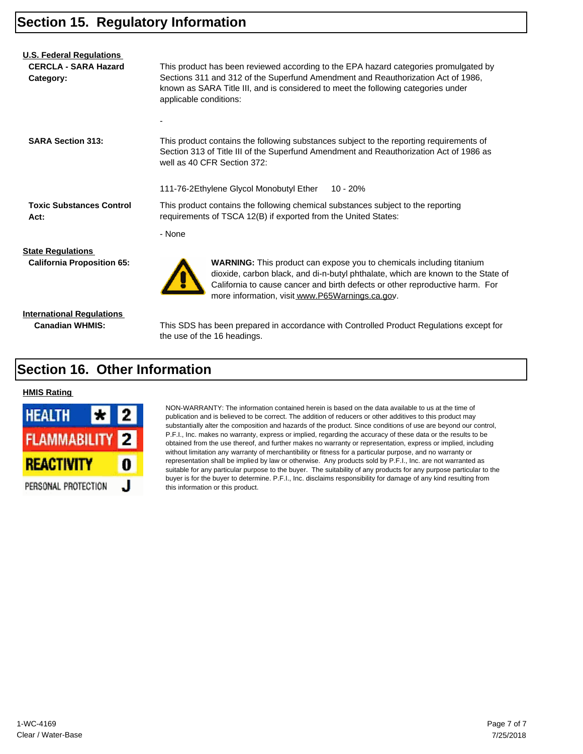# Section 15. Regulatory Information

**U.S. Federal Regulations**

**CERCLA - SARA Hazard Category:**

This product has been reviewed according to the EPA hazard categories promulgated by Sections 311 and 312 of the Superfund Amendment and Reauthorization Act of 1986, known as SARA Title III, and is considered to meet the following categories under applicable conditions:

-

**SARA Section 313:**

This product contains the following substances subject to the reporting requirements of Section 313 of Title III of the Superfund Amendment and Reauthorization Act of 1986 as well as 40 CFR Section 372:

111-76-2Ethylene Glycol Monobutyl Ether 10 - 20%

**Toxic Substances Control Act:**

This product contains the following chemical substances subject to the reporting requirements of TSCA 12(B) if exported from the United States:

- None

**State Regulations**

**California Proposition 65:**

**WARNING:** This product can expose you to chemicals including titanium dioxide, carbon black, and di-n-butyl phthalate, which are known to the State of California to cause cancer and birth defects or other reproductive harm. For more information, visit www.P65Warnings.ca.gov.

**International Regulations**

**Canadian WHMIS:**

This SDS has been prepared in accordance with Controlled Product Regulations except for the use of the 16 headings.

# Section 16. Other Information

**HMIS Rating**

| | | |
|---|---|---|
| HEALTH | * | 2 |
| FLAMMABILITY | | 2 |
| REACTIVITY | | 0 |
| PERSONAL PROTECTION | | J |

NON-WARRANTY: The information contained herein is based on the data available to us at the time of publication and is believed to be correct. The addition of reducers or other additives to this product may substantially alter the composition and hazards of the product. Since conditions of use are beyond our control, P.F.I., Inc. makes no warranty, express or implied, regarding the accuracy of these data or the results to be obtained from the use thereof, and further makes no warranty or representation, express or implied, including without limitation any warranty of merchantibility or fitness for a particular purpose, and no warranty or representation shall be implied by law or otherwise. Any products sold by P.F.I., Inc. are not warranted as suitable for any particular purpose to the buyer. The suitability of any products for any purpose particular to the buyer is for the buyer to determine. P.F.I., Inc. disclaims responsibility for damage of any kind resulting from this information or this product.

1-WC-4169
Clear / Water-Base

7/25/2018